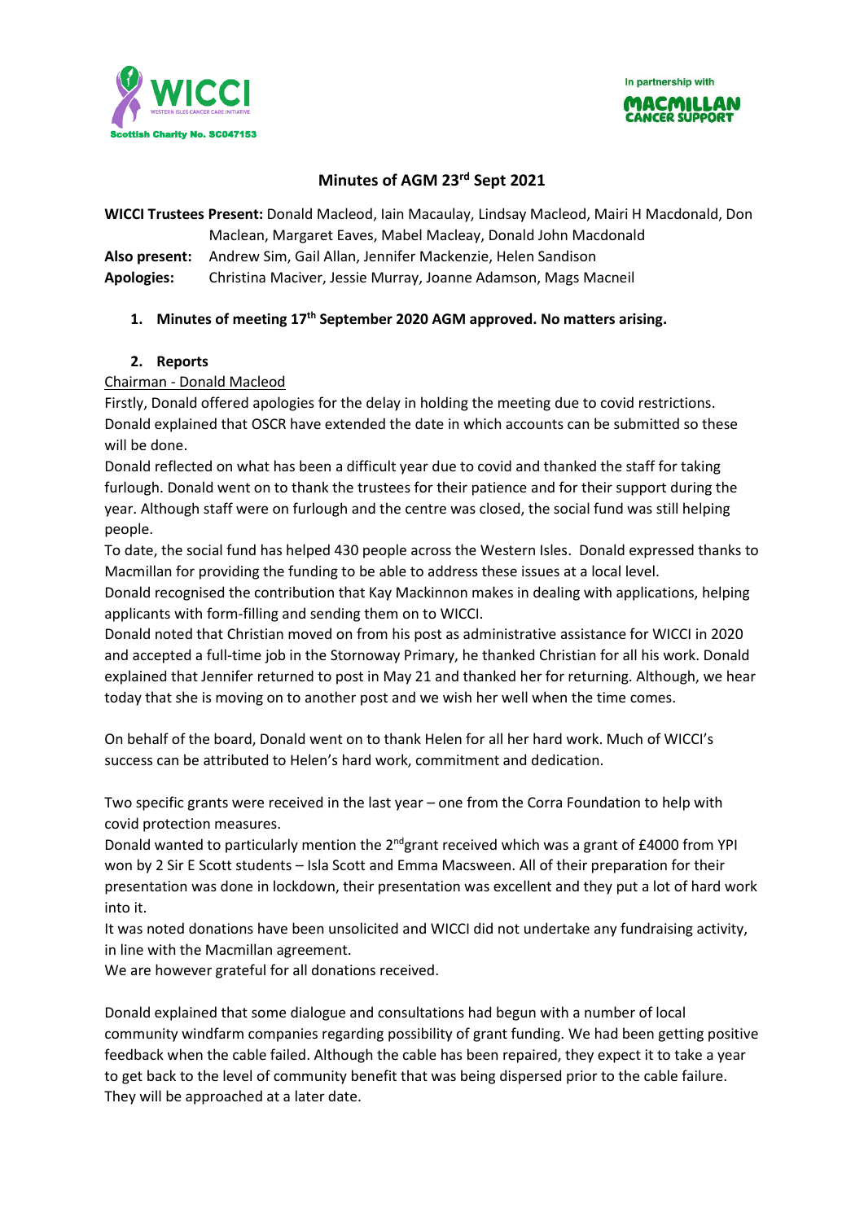WICCI — WESTERN ISLES CANCER CARE INITIATIVE
Scottish Charity No. SC047153

In partnership with MACMILLAN CANCER SUPPORT

# Minutes of AGM 23rd Sept 2021

**WICCI Trustees Present:** Donald Macleod, Iain Macaulay, Lindsay Macleod, Mairi H Macdonald, Don Maclean, Margaret Eaves, Mabel Macleay, Donald John Macdonald

**Also present:** Andrew Sim, Gail Allan, Jennifer Mackenzie, Helen Sandison

**Apologies:** Christina Maciver, Jessie Murray, Joanne Adamson, Mags Macneil

1. **Minutes of meeting 17th September 2020 AGM approved. No matters arising.**

2. **Reports**

Chairman - Donald Macleod

Firstly, Donald offered apologies for the delay in holding the meeting due to covid restrictions. Donald explained that OSCR have extended the date in which accounts can be submitted so these will be done.

Donald reflected on what has been a difficult year due to covid and thanked the staff for taking furlough. Donald went on to thank the trustees for their patience and for their support during the year. Although staff were on furlough and the centre was closed, the social fund was still helping people.

To date, the social fund has helped 430 people across the Western Isles. Donald expressed thanks to Macmillan for providing the funding to be able to address these issues at a local level.

Donald recognised the contribution that Kay Mackinnon makes in dealing with applications, helping applicants with form-filling and sending them on to WICCI.

Donald noted that Christian moved on from his post as administrative assistance for WICCI in 2020 and accepted a full-time job in the Stornoway Primary, he thanked Christian for all his work. Donald explained that Jennifer returned to post in May 21 and thanked her for returning. Although, we hear today that she is moving on to another post and we wish her well when the time comes.

On behalf of the board, Donald went on to thank Helen for all her hard work. Much of WICCI's success can be attributed to Helen's hard work, commitment and dedication.

Two specific grants were received in the last year – one from the Corra Foundation to help with covid protection measures.

Donald wanted to particularly mention the 2nd grant received which was a grant of £4000 from YPI won by 2 Sir E Scott students – Isla Scott and Emma Macsween. All of their preparation for their presentation was done in lockdown, their presentation was excellent and they put a lot of hard work into it.

It was noted donations have been unsolicited and WICCI did not undertake any fundraising activity, in line with the Macmillan agreement.

We are however grateful for all donations received.

Donald explained that some dialogue and consultations had begun with a number of local community windfarm companies regarding possibility of grant funding. We had been getting positive feedback when the cable failed. Although the cable has been repaired, they expect it to take a year to get back to the level of community benefit that was being dispersed prior to the cable failure. They will be approached at a later date.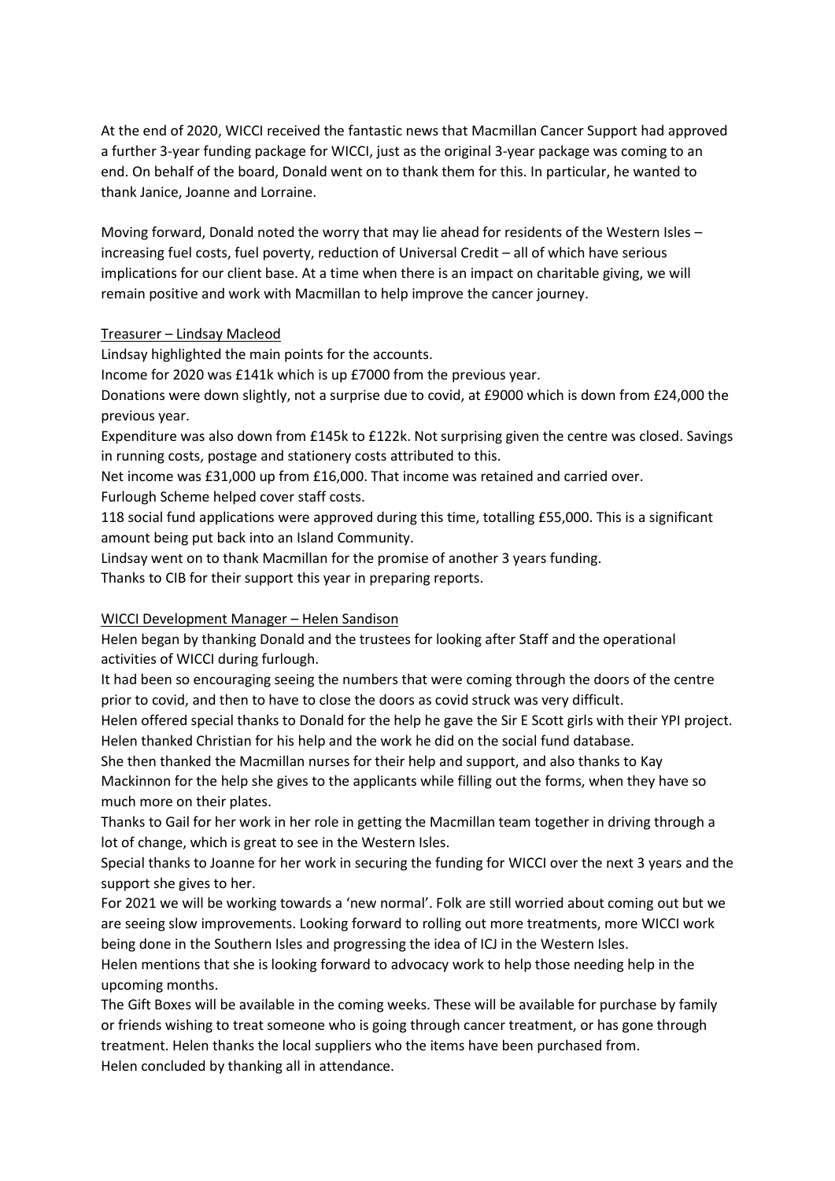At the end of 2020, WICCI received the fantastic news that Macmillan Cancer Support had approved a further 3-year funding package for WICCI, just as the original 3-year package was coming to an end. On behalf of the board, Donald went on to thank them for this. In particular, he wanted to thank Janice, Joanne and Lorraine.

Moving forward, Donald noted the worry that may lie ahead for residents of the Western Isles – increasing fuel costs, fuel poverty, reduction of Universal Credit – all of which have serious implications for our client base. At a time when there is an impact on charitable giving, we will remain positive and work with Macmillan to help improve the cancer journey.

<u>Treasurer – Lindsay Macleod</u>

Lindsay highlighted the main points for the accounts.

Income for 2020 was £141k which is up £7000 from the previous year.

Donations were down slightly, not a surprise due to covid, at £9000 which is down from £24,000 the previous year.

Expenditure was also down from £145k to £122k. Not surprising given the centre was closed. Savings in running costs, postage and stationery costs attributed to this.

Net income was £31,000 up from £16,000. That income was retained and carried over.

Furlough Scheme helped cover staff costs.

118 social fund applications were approved during this time, totalling £55,000. This is a significant amount being put back into an Island Community.

Lindsay went on to thank Macmillan for the promise of another 3 years funding.

Thanks to CIB for their support this year in preparing reports.

<u>WICCI Development Manager – Helen Sandison</u>

Helen began by thanking Donald and the trustees for looking after Staff and the operational activities of WICCI during furlough.

It had been so encouraging seeing the numbers that were coming through the doors of the centre prior to covid, and then to have to close the doors as covid struck was very difficult.

Helen offered special thanks to Donald for the help he gave the Sir E Scott girls with their YPI project.

Helen thanked Christian for his help and the work he did on the social fund database.

She then thanked the Macmillan nurses for their help and support, and also thanks to Kay Mackinnon for the help she gives to the applicants while filling out the forms, when they have so much more on their plates.

Thanks to Gail for her work in her role in getting the Macmillan team together in driving through a lot of change, which is great to see in the Western Isles.

Special thanks to Joanne for her work in securing the funding for WICCI over the next 3 years and the support she gives to her.

For 2021 we will be working towards a 'new normal'. Folk are still worried about coming out but we are seeing slow improvements. Looking forward to rolling out more treatments, more WICCI work being done in the Southern Isles and progressing the idea of ICJ in the Western Isles.

Helen mentions that she is looking forward to advocacy work to help those needing help in the upcoming months.

The Gift Boxes will be available in the coming weeks. These will be available for purchase by family or friends wishing to treat someone who is going through cancer treatment, or has gone through treatment. Helen thanks the local suppliers who the items have been purchased from.

Helen concluded by thanking all in attendance.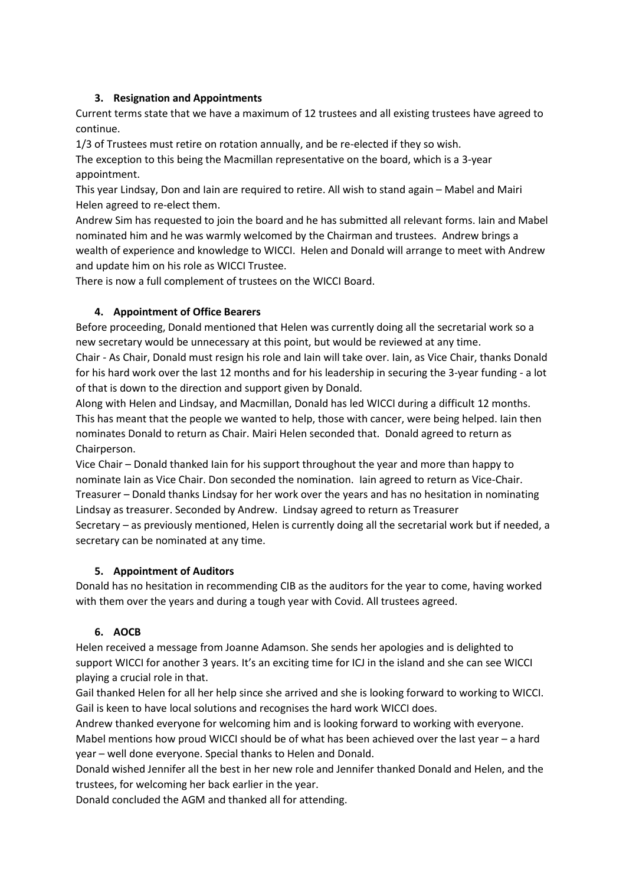### 3. Resignation and Appointments

Current terms state that we have a maximum of 12 trustees and all existing trustees have agreed to continue.

1/3 of Trustees must retire on rotation annually, and be re-elected if they so wish.

The exception to this being the Macmillan representative on the board, which is a 3-year appointment.

This year Lindsay, Don and Iain are required to retire. All wish to stand again – Mabel and Mairi Helen agreed to re-elect them.

Andrew Sim has requested to join the board and he has submitted all relevant forms. Iain and Mabel nominated him and he was warmly welcomed by the Chairman and trustees. Andrew brings a wealth of experience and knowledge to WICCI. Helen and Donald will arrange to meet with Andrew and update him on his role as WICCI Trustee.

There is now a full complement of trustees on the WICCI Board.

### 4. Appointment of Office Bearers

Before proceeding, Donald mentioned that Helen was currently doing all the secretarial work so a new secretary would be unnecessary at this point, but would be reviewed at any time.

Chair - As Chair, Donald must resign his role and Iain will take over. Iain, as Vice Chair, thanks Donald for his hard work over the last 12 months and for his leadership in securing the 3-year funding - a lot of that is down to the direction and support given by Donald.

Along with Helen and Lindsay, and Macmillan, Donald has led WICCI during a difficult 12 months. This has meant that the people we wanted to help, those with cancer, were being helped. Iain then nominates Donald to return as Chair. Mairi Helen seconded that. Donald agreed to return as Chairperson.

Vice Chair – Donald thanked Iain for his support throughout the year and more than happy to nominate Iain as Vice Chair. Don seconded the nomination. Iain agreed to return as Vice-Chair.

Treasurer – Donald thanks Lindsay for her work over the years and has no hesitation in nominating Lindsay as treasurer. Seconded by Andrew. Lindsay agreed to return as Treasurer

Secretary – as previously mentioned, Helen is currently doing all the secretarial work but if needed, a secretary can be nominated at any time.

### 5. Appointment of Auditors

Donald has no hesitation in recommending CIB as the auditors for the year to come, having worked with them over the years and during a tough year with Covid. All trustees agreed.

### 6. AOCB

Helen received a message from Joanne Adamson. She sends her apologies and is delighted to support WICCI for another 3 years. It's an exciting time for ICJ in the island and she can see WICCI playing a crucial role in that.

Gail thanked Helen for all her help since she arrived and she is looking forward to working to WICCI. Gail is keen to have local solutions and recognises the hard work WICCI does.

Andrew thanked everyone for welcoming him and is looking forward to working with everyone.

Mabel mentions how proud WICCI should be of what has been achieved over the last year – a hard year – well done everyone. Special thanks to Helen and Donald.

Donald wished Jennifer all the best in her new role and Jennifer thanked Donald and Helen, and the trustees, for welcoming her back earlier in the year.

Donald concluded the AGM and thanked all for attending.